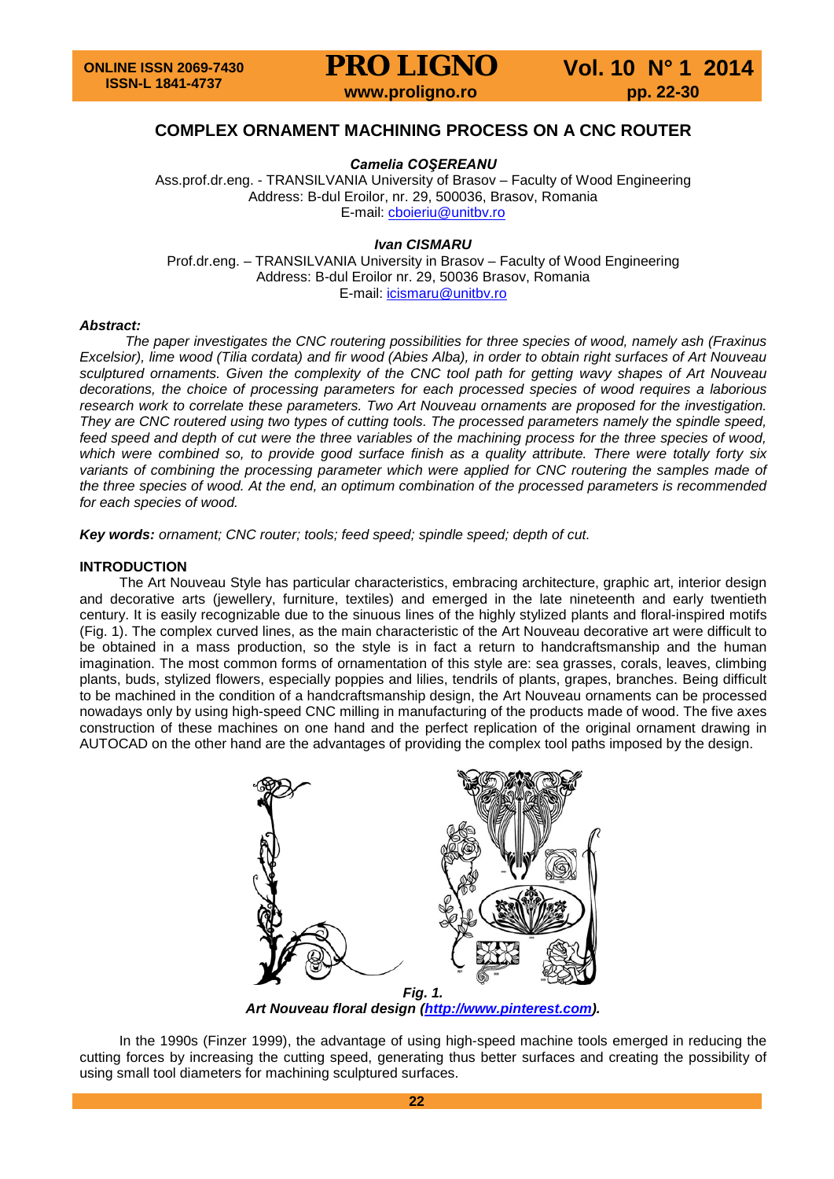# COMPLEX ORNAMENT MACHINING PROCESS ON A CNC ROUTER

***Camelia COŞEREANU***

Ass.prof.dr.eng. - TRANSILVANIA University of Brasov – Faculty of Wood Engineering
Address: B-dul Eroilor, nr. 29, 500036, Brasov, Romania
E-mail: cboieriu@unitbv.ro

***Ivan CISMARU***

Prof.dr.eng. – TRANSILVANIA University in Brasov – Faculty of Wood Engineering
Address: B-dul Eroilor nr. 29, 50036 Brasov, Romania
E-mail: icismaru@unitbv.ro

***Abstract:***

*The paper investigates the CNC routering possibilities for three species of wood, namely ash (Fraxinus Excelsior), lime wood (Tilia cordata) and fir wood (Abies Alba), in order to obtain right surfaces of Art Nouveau sculptured ornaments. Given the complexity of the CNC tool path for getting wavy shapes of Art Nouveau decorations, the choice of processing parameters for each processed species of wood requires a laborious research work to correlate these parameters. Two Art Nouveau ornaments are proposed for the investigation. They are CNC routered using two types of cutting tools. The processed parameters namely the spindle speed, feed speed and depth of cut were the three variables of the machining process for the three species of wood, which were combined so, to provide good surface finish as a quality attribute. There were totally forty six variants of combining the processing parameter which were applied for CNC routering the samples made of the three species of wood. At the end, an optimum combination of the processed parameters is recommended for each species of wood.*

***Key words:*** *ornament; CNC router; tools; feed speed; spindle speed; depth of cut.*

## INTRODUCTION

The Art Nouveau Style has particular characteristics, embracing architecture, graphic art, interior design and decorative arts (jewellery, furniture, textiles) and emerged in the late nineteenth and early twentieth century. It is easily recognizable due to the sinuous lines of the highly stylized plants and floral-inspired motifs (Fig. 1). The complex curved lines, as the main characteristic of the Art Nouveau decorative art were difficult to be obtained in a mass production, so the style is in fact a return to handcraftsmanship and the human imagination. The most common forms of ornamentation of this style are: sea grasses, corals, leaves, climbing plants, buds, stylized flowers, especially poppies and lilies, tendrils of plants, grapes, branches. Being difficult to be machined in the condition of a handcraftsmanship design, the Art Nouveau ornaments can be processed nowadays only by using high-speed CNC milling in manufacturing of the products made of wood. The five axes construction of these machines on one hand and the perfect replication of the original ornament drawing in AUTOCAD on the other hand are the advantages of providing the complex tool paths imposed by the design.

***Fig. 1.***
***Art Nouveau floral design (http://www.pinterest.com).***

In the 1990s (Finzer 1999), the advantage of using high-speed machine tools emerged in reducing the cutting forces by increasing the cutting speed, generating thus better surfaces and creating the possibility of using small tool diameters for machining sculptured surfaces.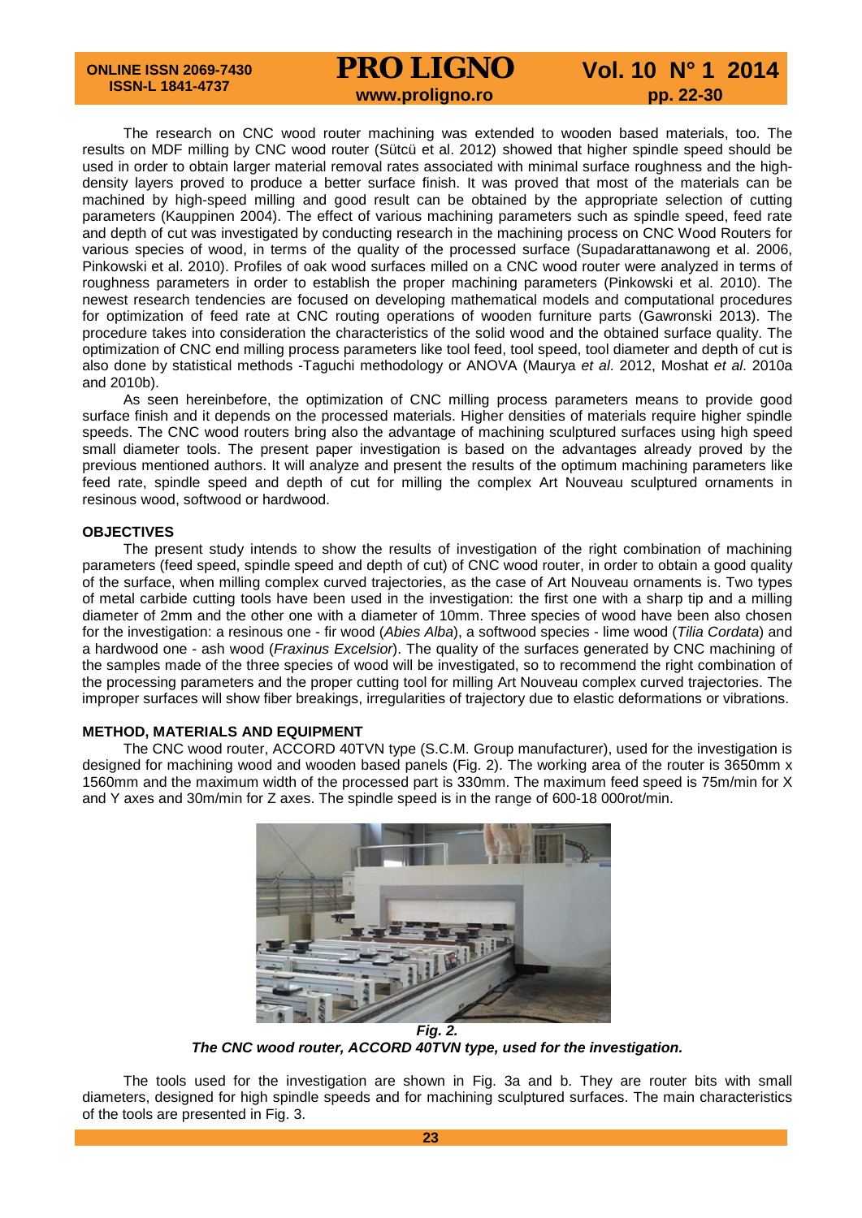The research on CNC wood router machining was extended to wooden based materials, too. The results on MDF milling by CNC wood router (Sütcü et al. 2012) showed that higher spindle speed should be used in order to obtain larger material removal rates associated with minimal surface roughness and the high-density layers proved to produce a better surface finish. It was proved that most of the materials can be machined by high-speed milling and good result can be obtained by the appropriate selection of cutting parameters (Kauppinen 2004). The effect of various machining parameters such as spindle speed, feed rate and depth of cut was investigated by conducting research in the machining process on CNC Wood Routers for various species of wood, in terms of the quality of the processed surface (Supadarattanawong et al. 2006, Pinkowski et al. 2010). Profiles of oak wood surfaces milled on a CNC wood router were analyzed in terms of roughness parameters in order to establish the proper machining parameters (Pinkowski et al. 2010). The newest research tendencies are focused on developing mathematical models and computational procedures for optimization of feed rate at CNC routing operations of wooden furniture parts (Gawronski 2013). The procedure takes into consideration the characteristics of the solid wood and the obtained surface quality. The optimization of CNC end milling process parameters like tool feed, tool speed, tool diameter and depth of cut is also done by statistical methods -Taguchi methodology or ANOVA (Maurya *et al*. 2012, Moshat *et al*. 2010a and 2010b).

As seen hereinbefore, the optimization of CNC milling process parameters means to provide good surface finish and it depends on the processed materials. Higher densities of materials require higher spindle speeds. The CNC wood routers bring also the advantage of machining sculptured surfaces using high speed small diameter tools. The present paper investigation is based on the advantages already proved by the previous mentioned authors. It will analyze and present the results of the optimum machining parameters like feed rate, spindle speed and depth of cut for milling the complex Art Nouveau sculptured ornaments in resinous wood, softwood or hardwood.

## OBJECTIVES

The present study intends to show the results of investigation of the right combination of machining parameters (feed speed, spindle speed and depth of cut) of CNC wood router, in order to obtain a good quality of the surface, when milling complex curved trajectories, as the case of Art Nouveau ornaments is. Two types of metal carbide cutting tools have been used in the investigation: the first one with a sharp tip and a milling diameter of 2mm and the other one with a diameter of 10mm. Three species of wood have been also chosen for the investigation: a resinous one - fir wood (*Abies Alba*), a softwood species - lime wood (*Tilia Cordata*) and a hardwood one - ash wood (*Fraxinus Excelsior*). The quality of the surfaces generated by CNC machining of the samples made of the three species of wood will be investigated, so to recommend the right combination of the processing parameters and the proper cutting tool for milling Art Nouveau complex curved trajectories. The improper surfaces will show fiber breakings, irregularities of trajectory due to elastic deformations or vibrations.

## METHOD, MATERIALS AND EQUIPMENT

The CNC wood router, ACCORD 40TVN type (S.C.M. Group manufacturer), used for the investigation is designed for machining wood and wooden based panels (Fig. 2). The working area of the router is 3650mm x 1560mm and the maximum width of the processed part is 330mm. The maximum feed speed is 75m/min for X and Y axes and 30m/min for Z axes. The spindle speed is in the range of 600-18 000rot/min.

***Fig. 2.***
***The CNC wood router, ACCORD 40TVN type, used for the investigation.***

The tools used for the investigation are shown in Fig. 3a and b. They are router bits with small diameters, designed for high spindle speeds and for machining sculptured surfaces. The main characteristics of the tools are presented in Fig. 3.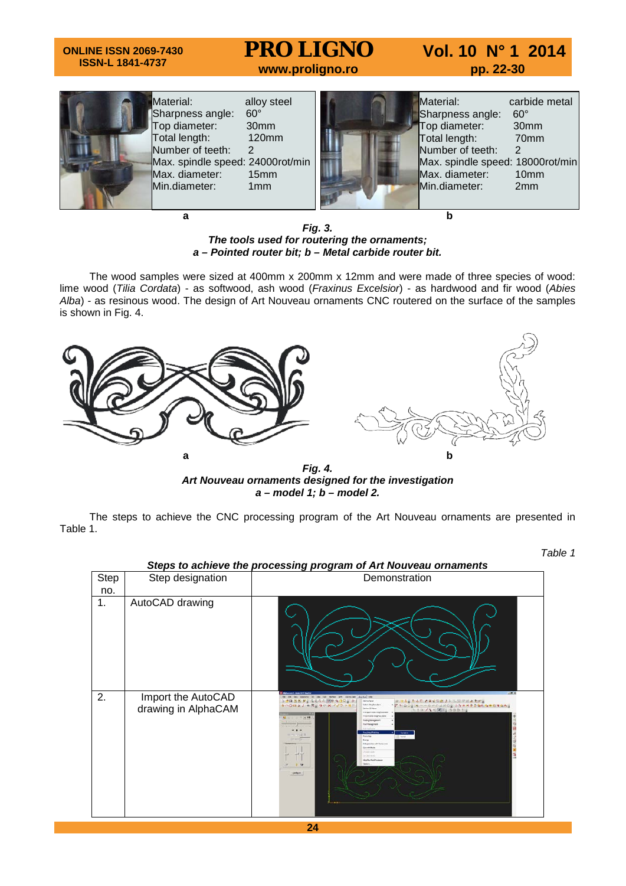| | Material: alloy steel<br>Sharpness angle: 60°<br>Top diameter: 30mm<br>Total length: 120mm<br>Number of teeth: 2<br>Max. spindle speed: 24000rot/min<br>Max. diameter: 15mm<br>Min.diameter: 1mm | | Material: carbide metal<br>Sharpness angle: 60°<br>Top diameter: 30mm<br>Total length: 70mm<br>Number of teeth: 2<br>Max. spindle speed: 18000rot/min<br>Max. diameter: 10mm<br>Min.diameter: 2mm |
|---|---|---|---|

a b

***Fig. 3.***
***The tools used for routering the ornaments;***
***a – Pointed router bit; b – Metal carbide router bit.***

The wood samples were sized at 400mm x 200mm x 12mm and were made of three species of wood: lime wood (*Tilia Cordata*) - as softwood, ash wood (*Fraxinus Excelsior*) - as hardwood and fir wood (*Abies Alba*) - as resinous wood. The design of Art Nouveau ornaments CNC routered on the surface of the samples is shown in Fig. 4.

a b

***Fig. 4.***
***Art Nouveau ornaments designed for the investigation***
***a – model 1; b – model 2.***

The steps to achieve the CNC processing program of the Art Nouveau ornaments are presented in Table 1.

*Table 1*

***Steps to achieve the processing program of Art Nouveau ornaments***

| Step no. | Step designation | Demonstration |
|---|---|---|
| 1. | AutoCAD drawing | |
| 2. | Import the AutoCAD drawing in AlphaCAM | |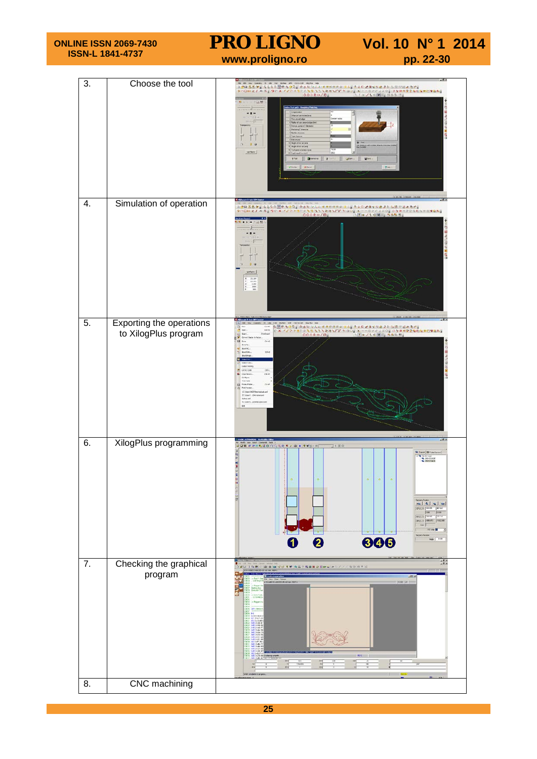| | | |
|---|---|---|
| 3. | Choose the tool | |
| 4. | Simulation of operation | |
| 5. | Exporting the operations to XilogPlus program | |
| 6. | XilogPlus programming | |
| 7. | Checking the graphical program | |
| 8. | CNC machining | |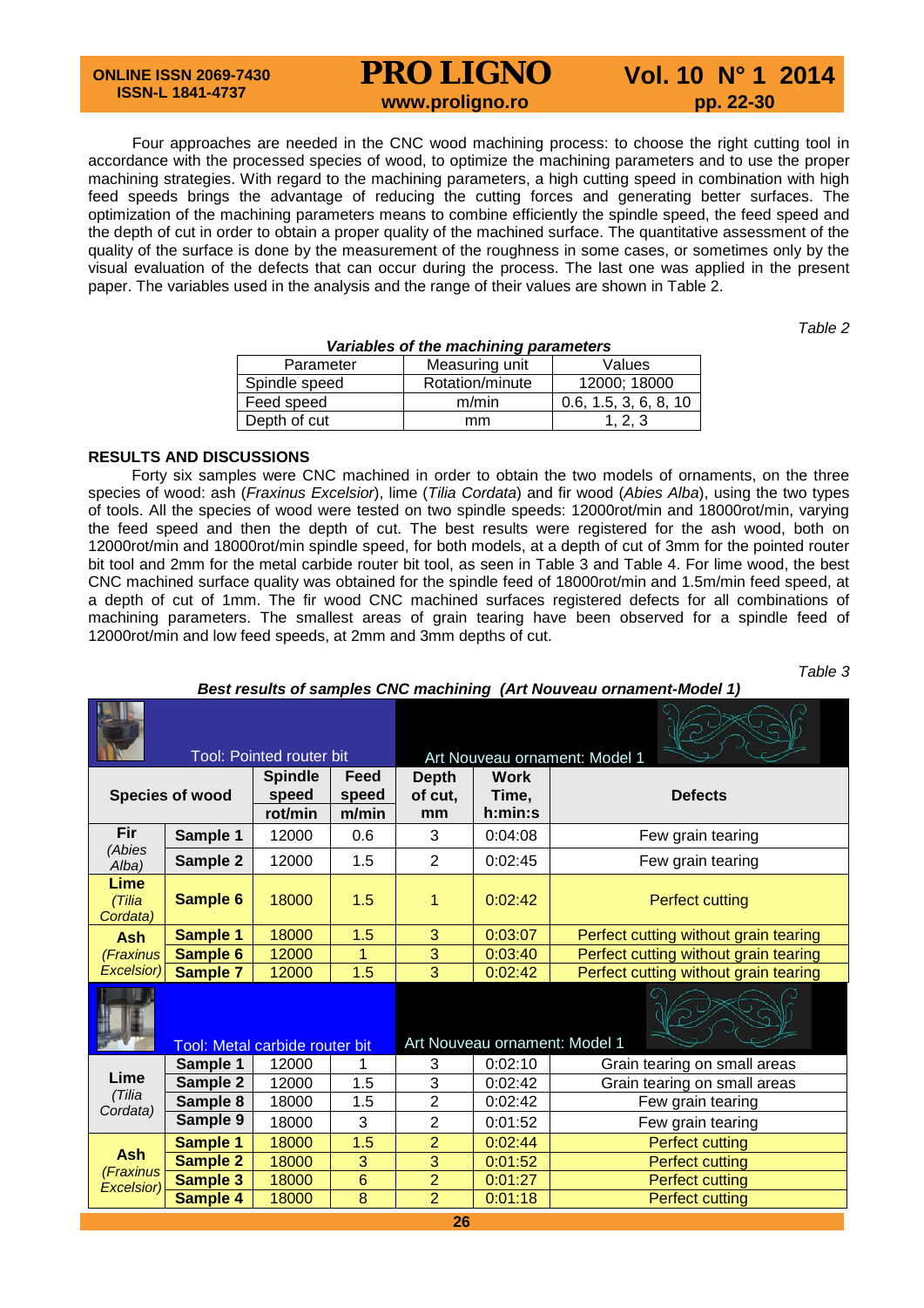Four approaches are needed in the CNC wood machining process: to choose the right cutting tool in accordance with the processed species of wood, to optimize the machining parameters and to use the proper machining strategies. With regard to the machining parameters, a high cutting speed in combination with high feed speeds brings the advantage of reducing the cutting forces and generating better surfaces. The optimization of the machining parameters means to combine efficiently the spindle speed, the feed speed and the depth of cut in order to obtain a proper quality of the machined surface. The quantitative assessment of the quality of the surface is done by the measurement of the roughness in some cases, or sometimes only by the visual evaluation of the defects that can occur during the process. The last one was applied in the present paper. The variables used in the analysis and the range of their values are shown in Table 2.

*Table 2*

***Variables of the machining parameters***

| Parameter | Measuring unit | Values |
|---|---|---|
| Spindle speed | Rotation/minute | 12000; 18000 |
| Feed speed | m/min | 0.6, 1.5, 3, 6, 8, 10 |
| Depth of cut | mm | 1, 2, 3 |

## RESULTS AND DISCUSSIONS

Forty six samples were CNC machined in order to obtain the two models of ornaments, on the three species of wood: ash (*Fraxinus Excelsior*), lime (*Tilia Cordata*) and fir wood (*Abies Alba*), using the two types of tools. All the species of wood were tested on two spindle speeds: 12000rot/min and 18000rot/min, varying the feed speed and then the depth of cut. The best results were registered for the ash wood, both on 12000rot/min and 18000rot/min spindle speed, for both models, at a depth of cut of 3mm for the pointed router bit tool and 2mm for the metal carbide router bit tool, as seen in Table 3 and Table 4. For lime wood, the best CNC machined surface quality was obtained for the spindle feed of 18000rot/min and 1.5m/min feed speed, at a depth of cut of 1mm. The fir wood CNC machined surfaces registered defects for all combinations of machining parameters. The smallest areas of grain tearing have been observed for a spindle feed of 12000rot/min and low feed speeds, at 2mm and 3mm depths of cut.

*Table 3*

***Best results of samples CNC machining (Art Nouveau ornament-Model 1)***

| Species of wood | | Spindle speed rot/min | Feed speed m/min | Depth of cut, mm | Work Time, h:min:s | Defects |
|---|---|---|---|---|---|---|
| **Tool: Pointed router bit** | | | | **Art Nouveau ornament: Model 1** | | |
| **Fir** (*Abies Alba*) | **Sample 1** | 12000 | 0.6 | 3 | 0:04:08 | Few grain tearing |
| | **Sample 2** | 12000 | 1.5 | 2 | 0:02:45 | Few grain tearing |
| **Lime** (*Tilia Cordata*) | **Sample 6** | 18000 | 1.5 | 1 | 0:02:42 | Perfect cutting |
| **Ash** (*Fraxinus Excelsior*) | **Sample 1** | 18000 | 1.5 | 3 | 0:03:07 | Perfect cutting without grain tearing |
| | **Sample 6** | 12000 | 1 | 3 | 0:03:40 | Perfect cutting without grain tearing |
| | **Sample 7** | 12000 | 1.5 | 3 | 0:02:42 | Perfect cutting without grain tearing |
| **Tool: Metal carbide router bit** | | | | **Art Nouveau ornament: Model 1** | | |
| **Lime** (*Tilia Cordata*) | **Sample 1** | 12000 | 1 | 3 | 0:02:10 | Grain tearing on small areas |
| | **Sample 2** | 12000 | 1.5 | 3 | 0:02:42 | Grain tearing on small areas |
| | **Sample 8** | 18000 | 1.5 | 2 | 0:02:42 | Few grain tearing |
| | **Sample 9** | 18000 | 3 | 2 | 0:01:52 | Few grain tearing |
| **Ash** (*Fraxinus Excelsior*) | **Sample 1** | 18000 | 1.5 | 2 | 0:02:44 | Perfect cutting |
| | **Sample 2** | 18000 | 3 | 3 | 0:01:52 | Perfect cutting |
| | **Sample 3** | 18000 | 6 | 2 | 0:01:27 | Perfect cutting |
| | **Sample 4** | 18000 | 8 | 2 | 0:01:18 | Perfect cutting |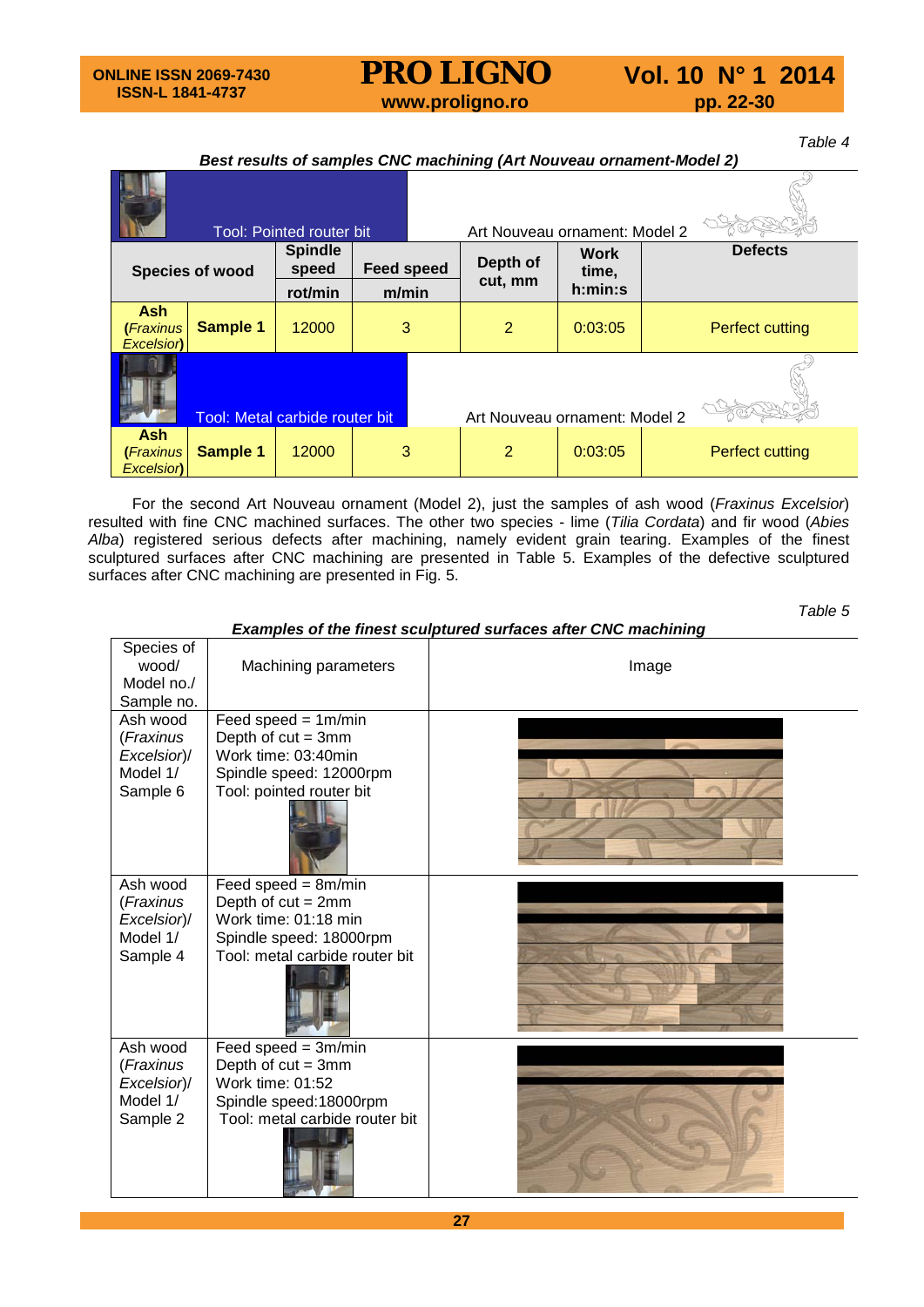Table 4

***Best results of samples CNC machining (Art Nouveau ornament-Model 2)***

| Species of wood | | Spindle speed rot/min | Feed speed m/min | Depth of cut, mm | Work time, h:min:s | Defects |
|---|---|---|---|---|---|---|
| Tool: Pointed router bit | | | | Art Nouveau ornament: Model 2 | | |
| **Ash (*Fraxinus Excelsior*)** | **Sample 1** | 12000 | 3 | 2 | 0:03:05 | Perfect cutting |
| Tool: Metal carbide router bit | | | | Art Nouveau ornament: Model 2 | | |
| **Ash (*Fraxinus Excelsior*)** | **Sample 1** | 12000 | 3 | 2 | 0:03:05 | Perfect cutting |

For the second Art Nouveau ornament (Model 2), just the samples of ash wood (*Fraxinus Excelsior*) resulted with fine CNC machined surfaces. The other two species - lime (*Tilia Cordata*) and fir wood (*Abies Alba*) registered serious defects after machining, namely evident grain tearing. Examples of the finest sculptured surfaces after CNC machining are presented in Table 5. Examples of the defective sculptured surfaces after CNC machining are presented in Fig. 5.

Table 5

***Examples of the finest sculptured surfaces after CNC machining***

| Species of wood/ Model no./ Sample no. | Machining parameters | Image |
|---|---|---|
| Ash wood (*Fraxinus Excelsior*)/ Model 1/ Sample 6 | Feed speed = 1m/min<br>Depth of cut = 3mm<br>Work time: 03:40min<br>Spindle speed: 12000rpm<br>Tool: pointed router bit | |
| Ash wood (*Fraxinus Excelsior*)/ Model 1/ Sample 4 | Feed speed = 8m/min<br>Depth of cut = 2mm<br>Work time: 01:18 min<br>Spindle speed: 18000rpm<br>Tool: metal carbide router bit | |
| Ash wood (*Fraxinus Excelsior*)/ Model 1/ Sample 2 | Feed speed = 3m/min<br>Depth of cut = 3mm<br>Work time: 01:52<br>Spindle speed:18000rpm<br>Tool: metal carbide router bit | |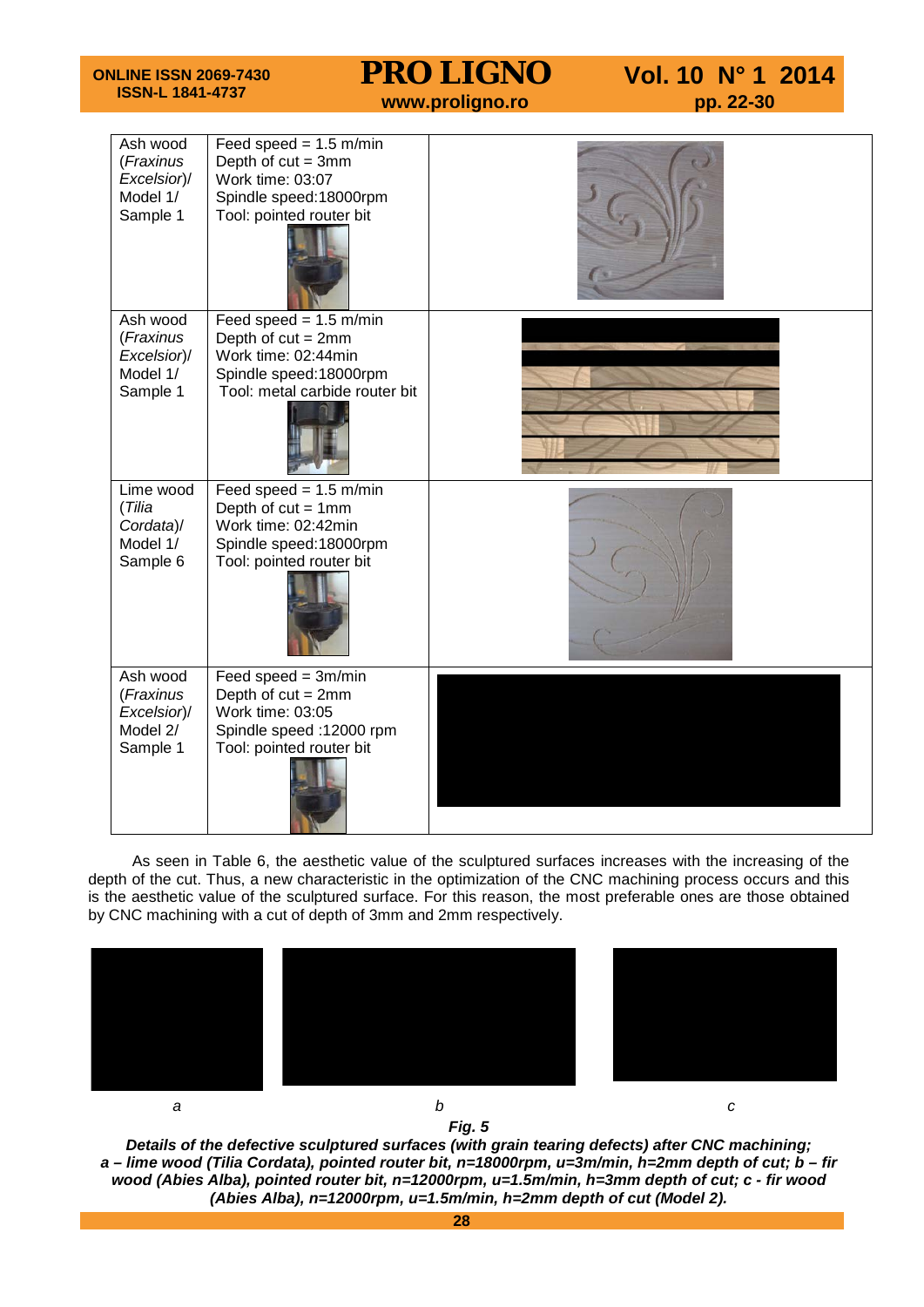| | | |
|---|---|---|
| Ash wood (*Fraxinus Excelsior*)/ Model 1/ Sample 1 | Feed speed = 1.5 m/min<br>Depth of cut = 3mm<br>Work time: 03:07<br>Spindle speed:18000rpm<br>Tool: pointed router bit | |
| Ash wood (*Fraxinus Excelsior*)/ Model 1/ Sample 1 | Feed speed = 1.5 m/min<br>Depth of cut = 2mm<br>Work time: 02:44min<br>Spindle speed:18000rpm<br>Tool: metal carbide router bit | |
| Lime wood (*Tilia Cordata*)/ Model 1/ Sample 6 | Feed speed = 1.5 m/min<br>Depth of cut = 1mm<br>Work time: 02:42min<br>Spindle speed:18000rpm<br>Tool: pointed router bit | |
| Ash wood (*Fraxinus Excelsior*)/ Model 2/ Sample 1 | Feed speed = 3m/min<br>Depth of cut = 2mm<br>Work time: 03:05<br>Spindle speed :12000 rpm<br>Tool: pointed router bit | |

As seen in Table 6, the aesthetic value of the sculptured surfaces increases with the increasing of the depth of the cut. Thus, a new characteristic in the optimization of the CNC machining process occurs and this is the aesthetic value of the sculptured surface. For this reason, the most preferable ones are those obtained by CNC machining with a cut of depth of 3mm and 2mm respectively.

*a* *b* *c*

***Fig. 5***

***Details of the defective sculptured surfaces (with grain tearing defects) after CNC machining; a – lime wood (Tilia Cordata), pointed router bit, n=18000rpm, u=3m/min, h=2mm depth of cut; b – fir wood (Abies Alba), pointed router bit, n=12000rpm, u=1.5m/min, h=3mm depth of cut; c - fir wood (Abies Alba), n=12000rpm, u=1.5m/min, h=2mm depth of cut (Model 2).***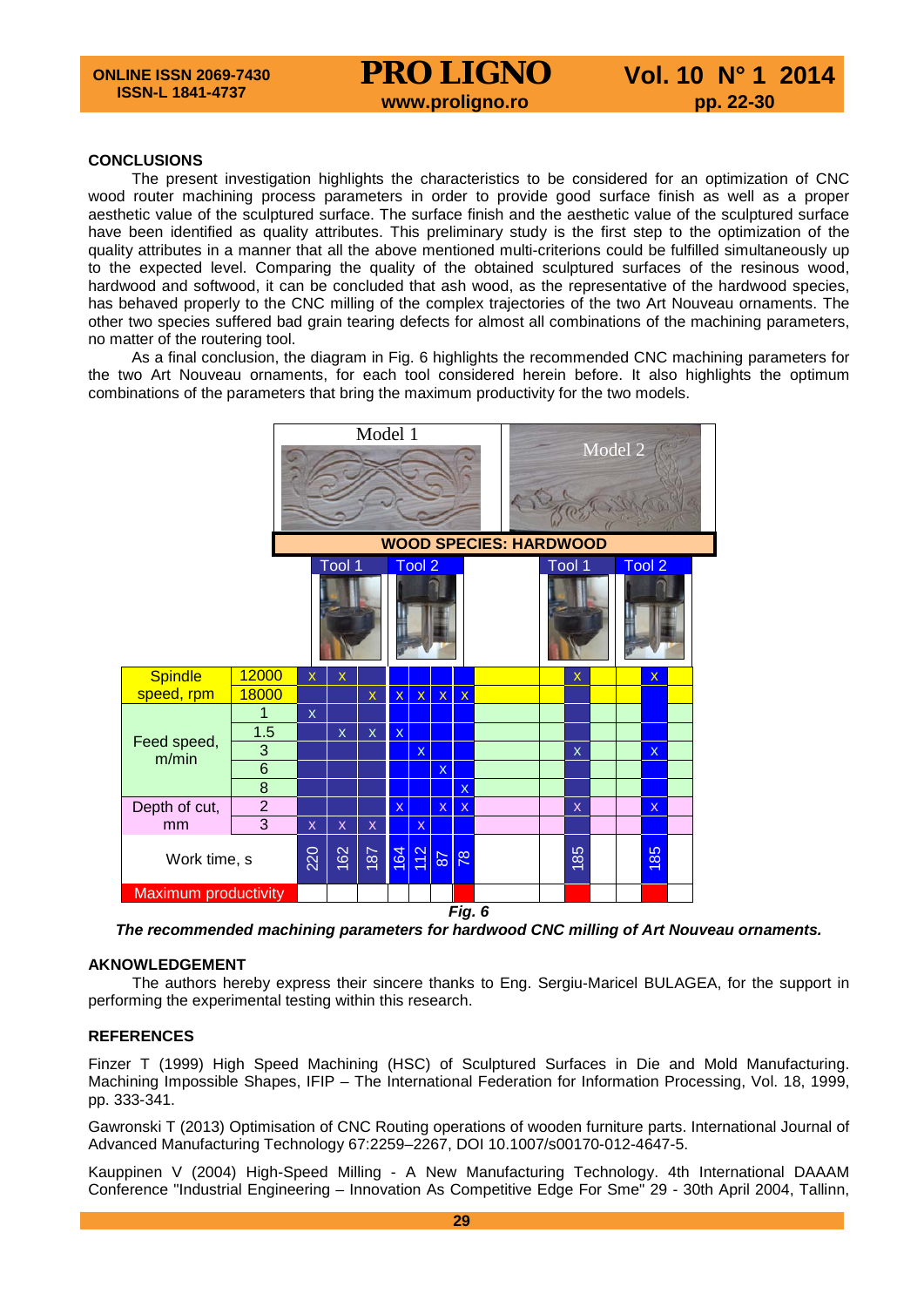## CONCLUSIONS

The present investigation highlights the characteristics to be considered for an optimization of CNC wood router machining process parameters in order to provide good surface finish as well as a proper aesthetic value of the sculptured surface. The surface finish and the aesthetic value of the sculptured surface have been identified as quality attributes. This preliminary study is the first step to the optimization of the quality attributes in a manner that all the above mentioned multi-criterions could be fulfilled simultaneously up to the expected level. Comparing the quality of the obtained sculptured surfaces of the resinous wood, hardwood and softwood, it can be concluded that ash wood, as the representative of the hardwood species, has behaved properly to the CNC milling of the complex trajectories of the two Art Nouveau ornaments. The other two species suffered bad grain tearing defects for almost all combinations of the machining parameters, no matter of the routering tool.

As a final conclusion, the diagram in Fig. 6 highlights the recommended CNC machining parameters for the two Art Nouveau ornaments, for each tool considered herein before. It also highlights the optimum combinations of the parameters that bring the maximum productivity for the two models.

| WOOD SPECIES: HARDWOOD | | Model 1 | | | | | | | Model 2 | |
|---|---|---|---|---|---|---|---|---|---|---|
| | | Tool 1 | | | Tool 2 | | | | Tool 1 | Tool 2 |
| Spindle speed, rpm | 12000 | x | x | | | | | | x | x |
| | 18000 | | | x | x | x | x | x | | |
| Feed speed, m/min | 1 | x | | | | | | | | |
| | 1.5 | | x | x | x | | | | | |
| | 3 | | | | | x | | | x | x |
| | 6 | | | | | | x | | | |
| | 8 | | | | | | | x | | |
| Depth of cut, mm | 2 | | | | x | | x | x | x | x |
| | 3 | x | x | x | | x | | | | |
| Work time, s | | 220 | 162 | 187 | 164 | 112 | 87 | 78 | 185 | 185 |
| Maximum productivity | | | | | | | | ■ | ■ | ■ |

***Fig. 6***

***The recommended machining parameters for hardwood CNC milling of Art Nouveau ornaments.***

## AKNOWLEDGEMENT

The authors hereby express their sincere thanks to Eng. Sergiu-Maricel BULAGEA, for the support in performing the experimental testing within this research.

## REFERENCES

Finzer T (1999) High Speed Machining (HSC) of Sculptured Surfaces in Die and Mold Manufacturing. Machining Impossible Shapes, IFIP – The International Federation for Information Processing, Vol. 18, 1999, pp. 333-341.

Gawronski T (2013) Optimisation of CNC Routing operations of wooden furniture parts. International Journal of Advanced Manufacturing Technology 67:2259–2267, DOI 10.1007/s00170-012-4647-5.

Kauppinen V (2004) High-Speed Milling - A New Manufacturing Technology. 4th International DAAAM Conference "Industrial Engineering – Innovation As Competitive Edge For Sme" 29 - 30th April 2004, Tallinn,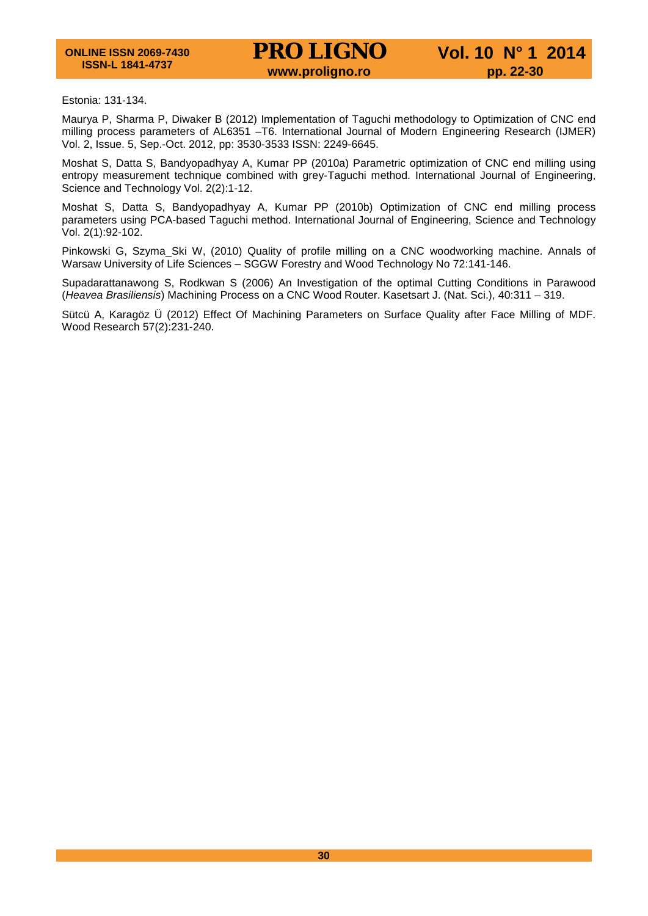Estonia: 131-134.

Maurya P, Sharma P, Diwaker B (2012) Implementation of Taguchi methodology to Optimization of CNC end milling process parameters of AL6351 –T6. International Journal of Modern Engineering Research (IJMER) Vol. 2, Issue. 5, Sep.-Oct. 2012, pp: 3530-3533 ISSN: 2249-6645.

Moshat S, Datta S, Bandyopadhyay A, Kumar PP (2010a) Parametric optimization of CNC end milling using entropy measurement technique combined with grey-Taguchi method. International Journal of Engineering, Science and Technology Vol. 2(2):1-12.

Moshat S, Datta S, Bandyopadhyay A, Kumar PP (2010b) Optimization of CNC end milling process parameters using PCA-based Taguchi method. International Journal of Engineering, Science and Technology Vol. 2(1):92-102.

Pinkowski G, Szyma_Ski W, (2010) Quality of profile milling on a CNC woodworking machine. Annals of Warsaw University of Life Sciences – SGGW Forestry and Wood Technology No 72:141-146.

Supadarattanawong S, Rodkwan S (2006) An Investigation of the optimal Cutting Conditions in Parawood (*Heavea Brasiliensis*) Machining Process on a CNC Wood Router. Kasetsart J. (Nat. Sci.), 40:311 – 319.

Sütcü A, Karagöz Ü (2012) Effect Of Machining Parameters on Surface Quality after Face Milling of MDF. Wood Research 57(2):231-240.